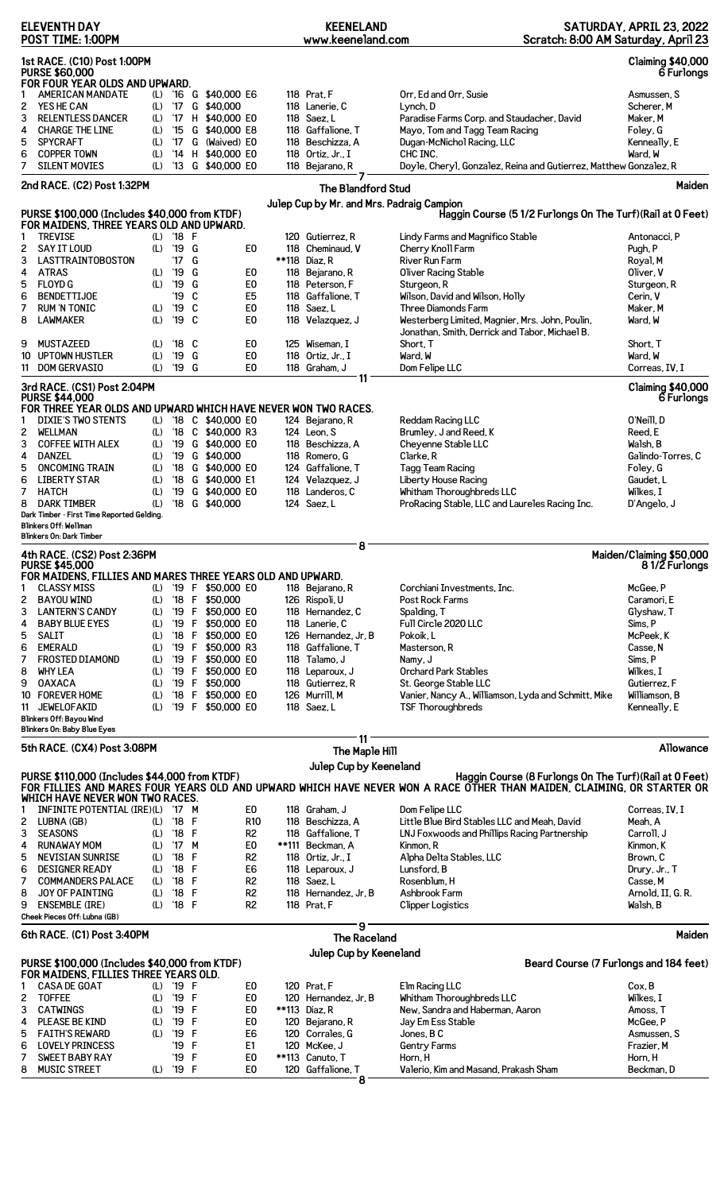**ELEVENTH DAY** **KEENELAND** **SATURDAY, APRIL 23, 2022**
**POST TIME: 1:00PM** www.keeneland.com Scratch: 8:00 AM Saturday, April 23

## 1st RACE. (C10) Post 1:00PM

**Claiming $40,000**
**PURSE $60,000** **6 Furlongs**
**FOR FOUR YEAR OLDS AND UPWARD.**

| # | Horse | L | Yr | Sex | Claim | Wt | Jockey | Owner | Trainer |
|---|---|---|---|---|---|---|---|---|---|
| 1 | AMERICAN MANDATE | (L) | '16 | G | $40,000 E6 | 118 | Prat, F | Orr, Ed and Orr, Susie | Asmussen, S |
| 2 | YES HE CAN | (L) | '17 | G | $40,000 | 118 | Lanerie, C | Lynch, D | Scherer, M |
| 3 | RELENTLESS DANCER | (L) | '17 | H | $40,000 E0 | 118 | Saez, L | Paradise Farms Corp. and Staudacher, David | Maker, M |
| 4 | CHARGE THE LINE | (L) | '15 | G | $40,000 E8 | 118 | Gaffalione, T | Mayo, Tom and Tagg Team Racing | Foley, G |
| 5 | SPYCRAFT | (L) | '17 | G | (Waived) E0 | 118 | Beschizza, A | Dugan-McNichol Racing, LLC | Kenneally, E |
| 6 | COPPER TOWN | (L) | '14 | H | $40,000 E0 | 118 | Ortiz, Jr., I | CHC INC. | Ward, W |
| 7 | SILENT MOVIES | (L) | '13 | G | $40,000 E0 | 118 | Bejarano, R | Doyle, Cheryl, Gonzalez, Reina and Gutierrez, Matthew Gonzalez, R | |

7

## 2nd RACE. (C2) Post 1:32PM

**The Blandford Stud**
**Julep Cup by Mr. and Mrs. Padraig Campion**
**Maiden**

**PURSE $100,000 (Includes $40,000 from KTDF)** Haggin Course (5 1/2 Furlongs On The Turf)(Rail at 0 Feet)
**FOR MAIDENS, THREE YEARS OLD AND UPWARD.**

| # | Horse | L | Yr | Sex | | Wt | Jockey | Owner | Trainer |
|---|---|---|---|---|---|---|---|---|---|
| 1 | TREVISE | (L) | '18 | F | | 120 | Gutierrez, R | Lindy Farms and Magnifico Stable | Antonacci, P |
| 2 | SAY IT LOUD | (L) | '19 | G | E0 | 118 | Cheminaud, V | Cherry Knoll Farm | Pugh, P |
| 3 | LASTTRAINTOBOSTON | | '17 | G | | **118 | Diaz, R | River Run Farm | Royal, M |
| 4 | ATRAS | (L) | '19 | G | E0 | 118 | Bejarano, R | Oliver Racing Stable | Oliver, V |
| 5 | FLOYD G | (L) | '19 | G | E0 | 118 | Peterson, F | Sturgeon, R | Sturgeon, R |
| 6 | BENDETTIJOE | | '19 | C | E5 | 118 | Gaffalione, T | Wilson, David and Wilson, Holly | Cerin, V |
| 7 | RUM 'N TONIC | (L) | '19 | C | E0 | 118 | Saez, L | Three Diamonds Farm | Maker, M |
| 8 | LAWMAKER | (L) | '19 | C | E0 | 118 | Velazquez, J | Westerberg Limited, Magnier, Mrs. John, Poulin, Jonathan, Smith, Derrick and Tabor, Michael B. | Ward, W |
| 9 | MUSTAZEED | (L) | '18 | C | E0 | 125 | Wiseman, I | Short, T | Short, T |
| 10 | UPTOWN HUSTLER | (L) | '19 | G | E0 | 118 | Ortiz, Jr., I | Ward, W | Ward, W |
| 11 | DOM GERVASIO | (L) | '19 | G | E0 | 118 | Graham, J | Dom Felipe LLC | Correas, IV, I |

11

## 3rd RACE. (CS1) Post 2:04PM

**Claiming $40,000**
**PURSE $44,000** **6 Furlongs**
**FOR THREE YEAR OLDS AND UPWARD WHICH HAVE NEVER WON TWO RACES.**

| # | Horse | L | Yr | Sex | Claim | Wt | Jockey | Owner | Trainer |
|---|---|---|---|---|---|---|---|---|---|
| 1 | DIXIE'S TWO STENTS | (L) | '18 | C | $40,000 E0 | 124 | Bejarano, R | Reddam Racing LLC | O'Neill, D |
| 2 | WELLMAN | (L) | '18 | C | $40,000 R3 | 124 | Leon, S | Brumley, J and Reed, K | Reed, E |
| 3 | COFFEE WITH ALEX | (L) | '19 | G | $40,000 E0 | 118 | Beschizza, A | Cheyenne Stable LLC | Walsh, B |
| 4 | DANZEL | (L) | '19 | G | $40,000 | 118 | Romero, G | Clarke, R | Galindo-Torres, C |
| 5 | ONCOMING TRAIN | (L) | '18 | G | $40,000 E0 | 124 | Gaffalione, T | Tagg Team Racing | Foley, G |
| 6 | LIBERTY STAR | (L) | '18 | G | $40,000 E1 | 124 | Velazquez, J | Liberty House Racing | Gaudet, L |
| 7 | HATCH | (L) | '19 | G | $40,000 E0 | 118 | Landeros, C | Whitham Thoroughbreds LLC | Wilkes, I |
| 8 | DARK TIMBER | (L) | '18 | G | $40,000 | 124 | Saez, L | ProRacing Stable, LLC and Laureles Racing Inc. | D'Angelo, J |

Dark Timber - First Time Reported Gelding.
Blinkers Off: Wellman
Blinkers On: Dark Timber

8

## 4th RACE. (CS2) Post 2:36PM

**Maiden/Claiming $50,000**
**PURSE $45,000** **8 1/2 Furlongs**
**FOR MAIDENS, FILLIES AND MARES THREE YEARS OLD AND UPWARD.**

| # | Horse | L | Yr | Sex | Claim | Wt | Jockey | Owner | Trainer |
|---|---|---|---|---|---|---|---|---|---|
| 1 | CLASSY MISS | (L) | '19 | F | $50,000 E0 | 118 | Bejarano, R | Corchiani Investments, Inc. | McGee, P |
| 2 | BAYOU WIND | (L) | '18 | F | $50,000 | 126 | Rispoli, U | Post Rock Farms | Caramori, E |
| 3 | LANTERN'S CANDY | (L) | '19 | F | $50,000 E0 | 118 | Hernandez, C | Spalding, T | Glyshaw, T |
| 4 | BABY BLUE EYES | (L) | '19 | F | $50,000 E0 | 118 | Lanerie, C | Full Circle 2020 LLC | Sims, P |
| 5 | SALIT | (L) | '18 | F | $50,000 E0 | 126 | Hernandez, Jr, B | Pokoik, L | McPeek, K |
| 6 | EMERALD | (L) | '19 | F | $50,000 R3 | 118 | Gaffalione, T | Masterson, R | Casse, N |
| 7 | FROSTED DIAMOND | (L) | '19 | F | $50,000 E0 | 118 | Talamo, J | Namy, J | Sims, P |
| 8 | WHY LEA | (L) | '19 | F | $50,000 E0 | 118 | Leparoux, J | Orchard Park Stables | Wilkes, I |
| 9 | OAXACA | (L) | '19 | F | $50,000 | 118 | Gutierrez, R | St. George Stable LLC | Gutierrez, F |
| 10 | FOREVER HOME | (L) | '18 | F | $50,000 E0 | 126 | Murrill, M | Vanier, Nancy A., Williamson, Lyda and Schmitt, Mike | Williamson, B |
| 11 | JEWELOFAKID | (L) | '19 | F | $50,000 E0 | 118 | Saez, L | TSF Thoroughbreds | Kenneally, E |

Blinkers Off: Bayou Wind
Blinkers On: Baby Blue Eyes

11

## 5th RACE. (CX4) Post 3:08PM

**The Maple Hill**
**Julep Cup by Keeneland**
**Allowance**

**PURSE $110,000 (Includes $44,000 from KTDF)** Haggin Course (8 Furlongs On The Turf)(Rail at 0 Feet)
**FOR FILLIES AND MARES FOUR YEARS OLD AND UPWARD WHICH HAVE NEVER WON A RACE OTHER THAN MAIDEN, CLAIMING, OR STARTER OR WHICH HAVE NEVER WON TWO RACES.**

| # | Horse | L | Yr | Sex | | Wt | Jockey | Owner | Trainer |
|---|---|---|---|---|---|---|---|---|---|
| 1 | INFINITE POTENTIAL (IRE) | (L) | '17 | M | E0 | 118 | Graham, J | Dom Felipe LLC | Correas, IV, I |
| 2 | LUBNA (GB) | (L) | '18 | F | R10 | 118 | Beschizza, A | Little Blue Bird Stables LLC and Meah, David | Meah, A |
| 3 | SEASONS | (L) | '18 | F | R2 | 118 | Gaffalione, T | LNJ Foxwoods and Phillips Racing Partnership | Carroll, J |
| 4 | RUNAWAY MOM | (L) | '17 | M | E0 | **111 | Beckman, A | Kinmon, R | Kinmon, K |
| 5 | NEVISIAN SUNRISE | (L) | '18 | F | R2 | 118 | Ortiz, Jr., I | Alpha Delta Stables, LLC | Brown, C |
| 6 | DESIGNER READY | (L) | '18 | F | E6 | 118 | Leparoux, J | Lunsford, B | Drury, Jr., T |
| 7 | COMMANDERS PALACE | (L) | '18 | F | R2 | 118 | Saez, L | Rosenblum, H | Casse, M |
| 8 | JOY OF PAINTING | (L) | '18 | F | R2 | 118 | Hernandez, Jr, B | Ashbrook Farm | Arnold, II, G. R. |
| 9 | ENSEMBLE (IRE) | (L) | '18 | F | R2 | 118 | Prat, F | Clipper Logistics | Walsh, B |

Cheek Pieces Off: Lubna (GB)

9

## 6th RACE. (C1) Post 3:40PM

**The Raceland**
**Julep Cup by Keeneland**
**Maiden**

**PURSE $100,000 (Includes $40,000 from KTDF)** Beard Course (7 Furlongs and 184 feet)
**FOR MAIDENS, FILLIES THREE YEARS OLD.**

| # | Horse | L | Yr | Sex | | Wt | Jockey | Owner | Trainer |
|---|---|---|---|---|---|---|---|---|---|
| 1 | CASA DE GOAT | (L) | '19 | F | E0 | 120 | Prat, F | Elm Racing LLC | Cox, B |
| 2 | TOFFEE | (L) | '19 | F | E0 | 120 | Hernandez, Jr, B | Whitham Thoroughbreds LLC | Wilkes, I |
| 3 | CATWINGS | (L) | '19 | F | E0 | **113 | Diaz, R | New, Sandra and Haberman, Aaron | Amoss, T |
| 4 | PLEASE BE KIND | (L) | '19 | F | E0 | 120 | Bejarano, R | Jay Em Ess Stable | McGee, P |
| 5 | FAITH'S REWARD | (L) | '19 | F | E6 | 120 | Corrales, G | Jones, B C | Asmussen, S |
| 6 | LOVELY PRINCESS | | '19 | F | E1 | 120 | McKee, J | Gentry Farms | Frazier, M |
| 7 | SWEET BABY RAY | | '19 | F | E0 | **113 | Canuto, T | Horn, H | Horn, H |
| 8 | MUSIC STREET | (L) | '19 | F | E0 | 120 | Gaffalione, T | Valerio, Kim and Masand, Prakash Sham | Beckman, D |

8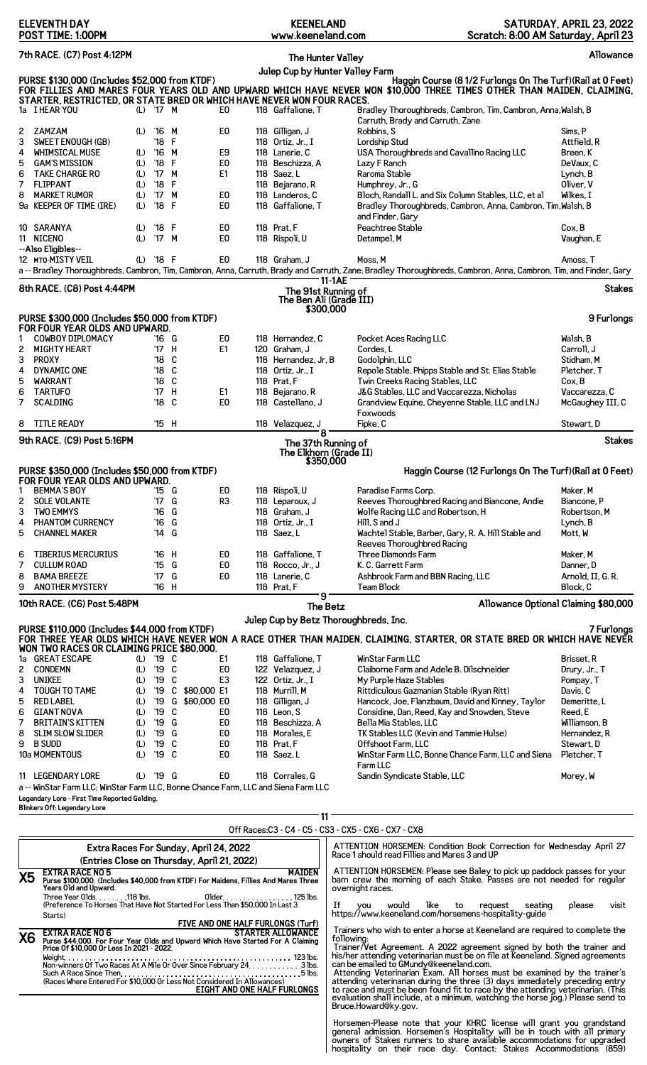ELEVENTH DAY — POST TIME: 1:00PM — KEENELAND — www.keeneland.com — SATURDAY, APRIL 23, 2022 — Scratch: 8:00 AM Saturday, April 23

## 7th RACE. (C7) Post 4:12PM

**The Hunter Valley Julep Cup by Hunter Valley Farm** — Allowance

**PURSE $130,000 (Includes $52,000 from KTDF)** — Haggin Course (8 1/2 Furlongs On The Turf)(Rail at 0 Feet)

FOR FILLIES AND MARES FOUR YEARS OLD AND UPWARD WHICH HAVE NEVER WON $10,000 THREE TIMES OTHER THAN MAIDEN, CLAIMING, STARTER, RESTRICTED, OR STATE BRED OR WHICH HAVE NEVER WON FOUR RACES.

| PP | Horse | | Year | Sex | | Wt | Jockey | Owner | Trainer |
|---|---|---|---|---|---|---|---|---|---|
| 1a | I HEAR YOU | (L) | '17 | M | E0 | 118 | Gaffalione, T | Bradley Thoroughbreds, Cambron, Tim, Cambron, Anna, Carruth, Brady and Carruth, Zane | Walsh, B |
| 2 | ZAMZAM | (L) | '16 | M | E0 | 118 | Gilligan, J | Robbins, S | Sims, P |
| 3 | SWEET ENOUGH (GB) | | '18 | F | | 118 | Ortiz, Jr., I | Lordship Stud | Attfield, R |
| 4 | WHIMSICAL MUSE | (L) | '16 | M | E9 | 118 | Lanerie, C | USA Thoroughbreds and Cavallino Racing LLC | Breen, K |
| 5 | GAM'S MISSION | (L) | '18 | F | E0 | 118 | Beschizza, A | Lazy F Ranch | DeVaux, C |
| 6 | TAKE CHARGE RO | (L) | '17 | M | E1 | 118 | Saez, L | Raroma Stable | Lynch, B |
| 7 | FLIPPANT | (L) | '18 | F | | 118 | Bejarano, R | Humphrey, Jr., G | Oliver, V |
| 8 | MARKET RUMOR | (L) | '17 | M | E0 | 118 | Landeros, C | Bloch, Randall L. and Six Column Stables, LLC, et al | Wilkes, I |
| 9a | KEEPER OF TIME (IRE) | (L) | '18 | F | E0 | 118 | Gaffalione, T | Bradley Thoroughbreds, Cambron, Anna, Cambron, Tim, and Finder, Gary | Walsh, B |
| 10 | SARANYA | (L) | '18 | F | E0 | 118 | Prat, F | Peachtree Stable | Cox, B |
| 11 | NICENO | (L) | '17 | M | E0 | 118 | Rispoli, U | Detampel, M | Vaughan, E |
| | --Also Eligibles-- | | | | | | | | |
| 12 | MTO-MISTY VEIL | (L) | '18 | F | E0 | 118 | Graham, J | Moss, M | Amoss, T |

a -- Bradley Thoroughbreds, Cambron, Tim, Cambron, Anna, Carruth, Brady and Carruth, Zane; Bradley Thoroughbreds, Cambron, Anna, Cambron, Tim, and Finder, Gary

11-1AE

## 8th RACE. (C8) Post 4:44PM

**The 91st Running of The Ben Ali (Grade III) $300,000** — Stakes

**PURSE $300,000 (Includes $50,000 from KTDF)** — 9 Furlongs

FOR FOUR YEAR OLDS AND UPWARD.

| PP | Horse | Year | Sex | | Wt | Jockey | Owner | Trainer |
|---|---|---|---|---|---|---|---|---|
| 1 | COWBOY DIPLOMACY | '16 | G | E0 | 118 | Hernandez, C | Pocket Aces Racing LLC | Walsh, B |
| 2 | MIGHTY HEART | '17 | H | E1 | 120 | Graham, J | Cordes, L | Carroll, J |
| 3 | PROXY | '18 | C | | 118 | Hernandez, Jr, B | Godolphin, LLC | Stidham, M |
| 4 | DYNAMIC ONE | '18 | C | | 118 | Ortiz, Jr., I | Repole Stable, Phipps Stable and St. Elias Stable | Pletcher, T |
| 5 | WARRANT | '18 | C | | 118 | Prat, F | Twin Creeks Racing Stables, LLC | Cox, B |
| 6 | TARTUFO | '17 | H | E1 | 118 | Bejarano, R | J&G Stables, LLC and Vaccarezza, Nicholas | Vaccarezza, C |
| 7 | SCALDING | '18 | C | E0 | 118 | Castellano, J | Grandview Equine, Cheyenne Stable, LLC and LNJ Foxwoods | McGaughey III, C |
| 8 | TITLE READY | '15 | H | | 118 | Velazquez, J | Fipke, C | Stewart, D |

8

## 9th RACE. (C9) Post 5:16PM

**The 37th Running of The Elkhorn (Grade II) $350,000** — Stakes

**PURSE $350,000 (Includes $50,000 from KTDF)** — Haggin Course (12 Furlongs On The Turf)(Rail at 0 Feet)

FOR FOUR YEAR OLDS AND UPWARD.

| PP | Horse | Year | Sex | | Wt | Jockey | Owner | Trainer |
|---|---|---|---|---|---|---|---|---|
| 1 | BEMMA'S BOY | '15 | G | E0 | 118 | Rispoli, U | Paradise Farms Corp. | Maker, M |
| 2 | SOLE VOLANTE | '17 | G | R3 | 118 | Leparoux, J | Reeves Thoroughbred Racing and Biancone, Andie | Biancone, P |
| 3 | TWO EMMYS | '16 | G | | 118 | Graham, J | Wolfe Racing LLC and Robertson, H | Robertson, M |
| 4 | PHANTOM CURRENCY | '16 | G | | 118 | Ortiz, Jr., I | Hill, S and J | Lynch, B |
| 5 | CHANNEL MAKER | '14 | G | | 118 | Saez, L | Wachtel Stable, Barber, Gary, R. A. Hill Stable and Reeves Thoroughbred Racing | Mott, W |
| 6 | TIBERIUS MERCURIUS | '16 | H | E0 | 118 | Gaffalione, T | Three Diamonds Farm | Maker, M |
| 7 | CULLUM ROAD | '15 | G | E0 | 118 | Rocco, Jr., J | K. C. Garrett Farm | Danner, D |
| 8 | BAMA BREEZE | '17 | G | E0 | 118 | Lanerie, C | Ashbrook Farm and BBN Racing, LLC | Arnold, II, G. R. |
| 9 | ANOTHER MYSTERY | '16 | H | | 118 | Prat, F | Team Block | Block, C |

9

## 10th RACE. (C6) Post 5:48PM

**The Betz Julep Cup by Betz Thoroughbreds, Inc.** — Allowance Optional Claiming $80,000

**PURSE $110,000 (Includes $44,000 from KTDF)** — 7 Furlongs

FOR THREE YEAR OLDS WHICH HAVE NEVER WON A RACE OTHER THAN MAIDEN, CLAIMING, STARTER, OR STATE BRED OR WHICH HAVE NEVER WON TWO RACES OR CLAIMING PRICE $80,000.

| PP | Horse | | Year | Sex | Claim | | Wt | Jockey | Owner | Trainer |
|---|---|---|---|---|---|---|---|---|---|---|
| 1a | GREAT ESCAPE | (L) | '19 | C | | E1 | 118 | Gaffalione, T | WinStar Farm LLC | Brisset, R |
| 2 | CONDEMN | (L) | '19 | C | | E0 | 122 | Velazquez, J | Claiborne Farm and Adele B. Dilschneider | Drury, Jr., T |
| 3 | UNIKEE | (L) | '19 | C | | E3 | 122 | Ortiz, Jr., I | My Purple Haze Stables | Pompay, T |
| 4 | TOUGH TO TAME | (L) | '19 | C | $80,000 | E1 | 118 | Murrill, M | Rittdiculous Gazmanian Stable (Ryan Ritt) | Davis, C |
| 5 | RED LABEL | (L) | '19 | G | $80,000 | E0 | 118 | Gilligan, J | Hancock, Joe, Flanzbaum, David and Kinney, Taylor | Demeritte, L |
| 6 | GIANT NOVA | (L) | '19 | C | | E0 | 118 | Leon, S | Considine, Dan, Reed, Kay and Snowden, Steve | Reed, E |
| 7 | BRITAIN'S KITTEN | (L) | '19 | G | | E0 | 118 | Beschizza, A | Bella Mia Stables, LLC | Williamson, B |
| 8 | SLIM SLOW SLIDER | (L) | '19 | G | | E0 | 118 | Morales, E | TK Stables LLC (Kevin and Tammie Hulse) | Hernandez, R |
| 9 | B SUDD | (L) | '19 | C | | E0 | 118 | Prat, F | Offshoot Farm, LLC | Stewart, D |
| 10a | MOMENTOUS | (L) | '19 | C | | E0 | 118 | Saez, L | WinStar Farm LLC, Bonne Chance Farm, LLC and Siena Farm LLC | Pletcher, T |
| 11 | LEGENDARY LORE | (L) | '19 | G | | E0 | 118 | Corrales, G | Sandin Syndicate Stable, LLC | Morey, W |

a -- WinStar Farm LLC; WinStar Farm LLC, Bonne Chance Farm, LLC and Siena Farm LLC

Legendary Lore - First Time Reported Gelding.

Blinkers Off: Legendary Lore

11

Off Races:C3 - C4 - C5 - CS3 - CX5 - CX6 - CX7 - CX8

### Extra Races For Sunday, April 24, 2022
### (Entries Close on Thursday, April 21, 2022)

**X5 EXTRA RACE NO 5** — **MAIDEN**

Purse $100,000. (Includes $40,000 from KTDF) For Maidens, Fillies And Mares Three Years Old and Upward.

Three Year Olds. . . . . . . .118 lbs. Older. . . . . . . . . . . . . . . . . 125 lbs.

(Preference To Horses That Have Not Started For Less Than $50,000 In Last 3 Starts)

**FIVE AND ONE HALF FURLONGS (Turf)**

**X6 EXTRA RACE NO 6** — **STARTER ALLOWANCE**

Purse $44,000. For Four Year Olds and Upward Which Have Started For A Claiming Price Of $10,000 Or Less In 2021 - 2022.

Weight. . . . . . . . . . . . . . . . . . . . . . . . . . . . . . . . . . . . . . . . . . . . . . 123 lbs.

Non-winners Of Two Races At A Mile Or Over Since February 24. . . . . . . . . . . .3 lbs.

Such A Race Since Then. . . . . . . . . . . . . . . . . . . . . . . . . . . . . . . . . . . . .5 lbs.

(Races Where Entered For $10,000 Or Less Not Considered In Allowances)

**EIGHT AND ONE HALF FURLONGS**

ATTENTION HORSEMEN: Condition Book Correction for Wednesday April 27 Race 1 should read Fillies and Mares 3 and UP

ATTENTION HORSEMEN: Please see Baley to pick up paddock passes for your barn crew the morning of each Stake. Passes are not needed for regular overnight races.

If you would like to request seating please visit https://www.keeneland.com/horsemens-hospitality-guide

Trainers who wish to enter a horse at Keeneland are required to complete the following:

Trainer/Vet Agreement. A 2022 agreement signed by both the trainer and his/her attending veterinarian must be on file at Keeneland. Signed agreements can be emailed to GMundy@keeneland.com.

Attending Veterinarian Exam. All horses must be examined by the trainer's attending veterinarian during the three (3) days immediately preceding entry to race and must be been found fit to race by the attending veterinarian. (This evaluation shall include, at a minimum, watching the horse jog.) Please send to Bruce.Howard@ky.gov.

Horsemen-Please note that your KHRC license will grant you grandstand general admission. Horsemen's Hospitality will be in touch with all primary owners of Stakes runners to share available accommodations for upgraded hospitality on their race day. Contact: Stakes Accommodations (859)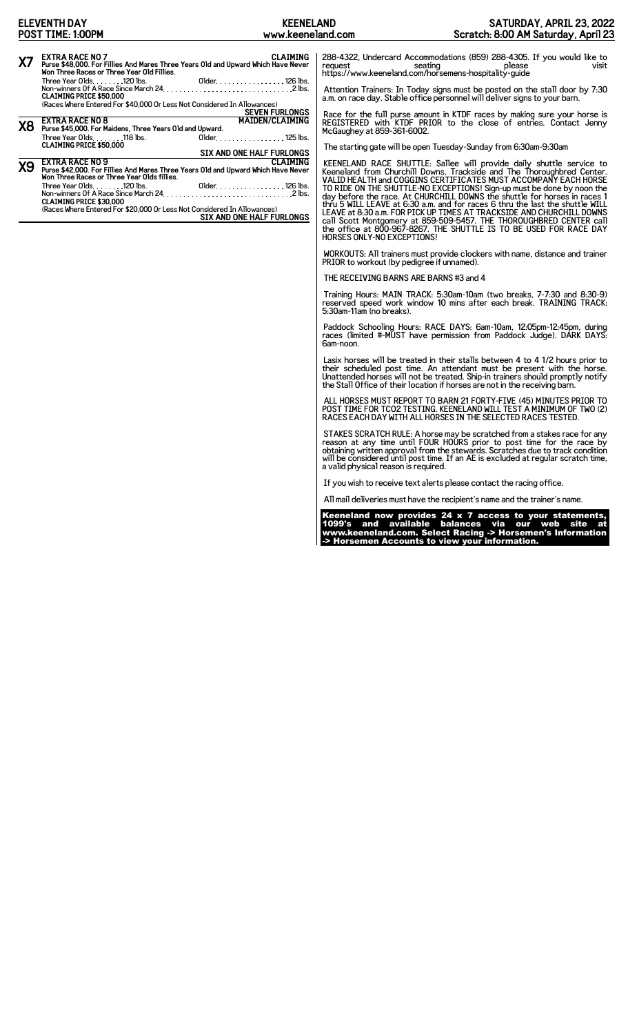**X7** **EXTRA RACE NO 7** **CLAIMING**
**Purse $48,000. For Fillies And Mares Three Years Old and Upward Which Have Never Won Three Races or Three Year Old Fillies.**
Three Year Olds. . . . . . . .120 lbs. Older. . . . . . . . . . . . . . . . . 126 lbs.
Non-winners Of A Race Since March 24. . . . . . . . . . . . . . . . . . . . . . . . . . . . . . .2 lbs.
**CLAIMING PRICE $50,000**
(Races Where Entered For $40,000 Or Less Not Considered In Allowances)
**SEVEN FURLONGS**

**X8** **EXTRA RACE NO 8** **MAIDEN/CLAIMING**
**Purse $45,000. For Maidens, Three Years Old and Upward.**
Three Year Olds. . . . . . . .118 lbs. Older. . . . . . . . . . . . . . . . . 125 lbs.
**CLAIMING PRICE $50,000**
**SIX AND ONE HALF FURLONGS**

**X9** **EXTRA RACE NO 9** **CLAIMING**
**Purse $42,000. For Fillies And Mares Three Years Old and Upward Which Have Never Won Three Races or Three Year Olds fillies.**
Three Year Olds. . . . . . . .120 lbs. Older. . . . . . . . . . . . . . . . . 126 lbs.
Non-winners Of A Race Since March 24. . . . . . . . . . . . . . . . . . . . . . . . . . . . . . .2 lbs.
**CLAIMING PRICE $30,000**
(Races Where Entered For $20,000 Or Less Not Considered In Allowances)
**SIX AND ONE HALF FURLONGS**

288-4322, Undercard Accommodations (859) 288-4305. If you would like to request seating please visit https://www.keeneland.com/horsemens-hospitality-guide

Attention Trainers: In Today signs must be posted on the stall door by 7:30 a.m. on race day. Stable office personnel will deliver signs to your barn.

Race for the full purse amount in KTDF races by making sure your horse is REGISTERED with KTDF PRIOR to the close of entries. Contact Jenny McGaughey at 859-361-6002.

The starting gate will be open Tuesday-Sunday from 6:30am-9:30am

KEENELAND RACE SHUTTLE: Sallee will provide daily shuttle service to Keeneland from Churchill Downs, Trackside and The Thoroughbred Center. VALID HEALTH and COGGINS CERTIFICATES MUST ACCOMPANY EACH HORSE TO RIDE ON THE SHUTTLE-NO EXCEPTIONS! Sign-up must be done by noon the day before the race. At CHURCHILL DOWNS the shuttle for horses in races 1 thru 5 WILL LEAVE at 6:30 a.m. and for races 6 thru the last the shuttle WILL LEAVE at 8:30 a.m. FOR PICK UP TIMES AT TRACKSIDE AND CHURCHILL DOWNS call Scott Montgomery at 859-509-5457. THE THOROUGHBRED CENTER call the office at 800-967-8267. THE SHUTTLE IS TO BE USED FOR RACE DAY HORSES ONLY-NO EXCEPTIONS!

WORKOUTS: All trainers must provide clockers with name, distance and trainer PRIOR to workout (by pedigree if unnamed).

THE RECEIVING BARNS ARE BARNS #3 and 4

Training Hours: MAIN TRACK: 5:30am-10am (two breaks, 7-7:30 and 8:30-9) reserved speed work window 10 mins after each break. TRAINING TRACK: 5:30am-11am (no breaks).

Paddock Schooling Hours: RACE DAYS: 6am-10am, 12:05pm-12:45pm, during races (limited #-MUST have permission from Paddock Judge). DARK DAYS: 6am-noon.

Lasix horses will be treated in their stalls between 4 to 4 1/2 hours prior to their scheduled post time. An attendant must be present with the horse. Unattended horses will not be treated. Ship-in trainers should promptly notify the Stall Office of their location if horses are not in the receiving barn.

ALL HORSES MUST REPORT TO BARN 21 FORTY-FIVE (45) MINUTES PRIOR TO POST TIME FOR TCO2 TESTING. KEENELAND WILL TEST A MINIMUM OF TWO (2) RACES EACH DAY WITH ALL HORSES IN THE SELECTED RACES TESTED.

STAKES SCRATCH RULE: A horse may be scratched from a stakes race for any reason at any time until FOUR HOURS prior to post time for the race by obtaining written approval from the stewards. Scratches due to track condition will be considered until post time. If an AE is excluded at regular scratch time, a valid physical reason is required.

If you wish to receive text alerts please contact the racing office.

All mail deliveries must have the recipient's name and the trainer's name.

**Keeneland now provides 24 x 7 access to your statements, 1099's and available balances via our web site at www.keeneland.com. Select Racing -> Horsemen's Information -> Horsemen Accounts to view your information.**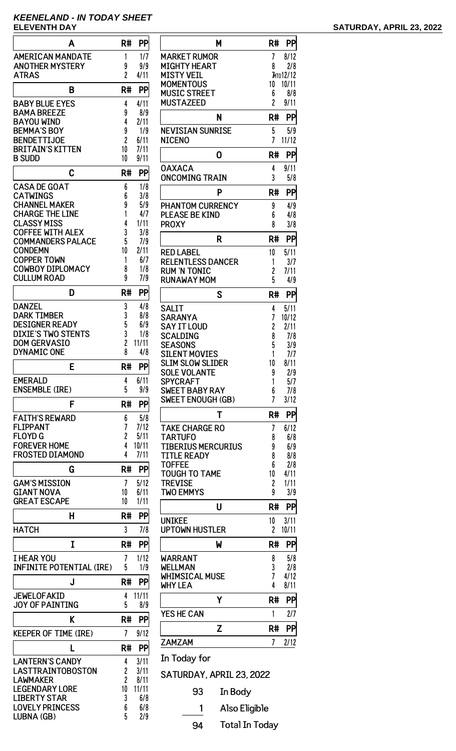# KEENELAND - IN TODAY SHEET

**ELEVENTH DAY** **SATURDAY, APRIL 23, 2022**

| A | R# | PP |
|---|---|---|
| AMERICAN MANDATE | 1 | 1/7 |
| ANOTHER MYSTERY | 9 | 9/9 |
| ATRAS | 2 | 4/11 |

| B | R# | PP |
|---|---|---|
| BABY BLUE EYES | 4 | 4/11 |
| BAMA BREEZE | 9 | 8/9 |
| BAYOU WIND | 4 | 2/11 |
| BEMMA'S BOY | 9 | 1/9 |
| BENDETTIJOE | 2 | 6/11 |
| BRITAIN'S KITTEN | 10 | 7/11 |
| B SUDD | 10 | 9/11 |

| C | R# | PP |
|---|---|---|
| CASA DE GOAT | 6 | 1/8 |
| CATWINGS | 6 | 3/8 |
| CHANNEL MAKER | 9 | 5/9 |
| CHARGE THE LINE | 1 | 4/7 |
| CLASSY MISS | 4 | 1/11 |
| COFFEE WITH ALEX | 3 | 3/8 |
| COMMANDERS PALACE | 5 | 7/9 |
| CONDEMN | 10 | 2/11 |
| COPPER TOWN | 1 | 6/7 |
| COWBOY DIPLOMACY | 8 | 1/8 |
| CULLUM ROAD | 9 | 7/9 |

| D | R# | PP |
|---|---|---|
| DANZEL | 3 | 4/8 |
| DARK TIMBER | 3 | 8/8 |
| DESIGNER READY | 5 | 6/9 |
| DIXIE'S TWO STENTS | 3 | 1/8 |
| DOM GERVASIO | 2 | 11/11 |
| DYNAMIC ONE | 8 | 4/8 |

| E | R# | PP |
|---|---|---|
| EMERALD | 4 | 6/11 |
| ENSEMBLE (IRE) | 5 | 9/9 |

| F | R# | PP |
|---|---|---|
| FAITH'S REWARD | 6 | 5/8 |
| FLIPPANT | 7 | 7/12 |
| FLOYD G | 2 | 5/11 |
| FOREVER HOME | 4 | 10/11 |
| FROSTED DIAMOND | 4 | 7/11 |

| G | R# | PP |
|---|---|---|
| GAM'S MISSION | 7 | 5/12 |
| GIANT NOVA | 10 | 6/11 |
| GREAT ESCAPE | 10 | 1/11 |

| H | R# | PP |
|---|---|---|
| HATCH | 3 | 7/8 |

| I | R# | PP |
|---|---|---|
| I HEAR YOU | 7 | 1/12 |
| INFINITE POTENTIAL (IRE) | 5 | 1/9 |

| J | R# | PP |
|---|---|---|
| JEWELOFAKID | 4 | 11/11 |
| JOY OF PAINTING | 5 | 8/9 |

| K | R# | PP |
|---|---|---|
| KEEPER OF TIME (IRE) | 7 | 9/12 |

| L | R# | PP |
|---|---|---|
| LANTERN'S CANDY | 4 | 3/11 |
| LASTTRAINTOBOSTON | 2 | 3/11 |
| LAWMAKER | 2 | 8/11 |
| LEGENDARY LORE | 10 | 11/11 |
| LIBERTY STAR | 3 | 6/8 |
| LOVELY PRINCESS | 6 | 6/8 |
| LUBNA (GB) | 5 | 2/9 |

| M | R# | PP |
|---|---|---|
| MARKET RUMOR | 7 | 8/12 |
| MIGHTY HEART | 8 | 2/8 |
| MISTY VEIL | 7MTO | 12/12 |
| MOMENTOUS | 10 | 10/11 |
| MUSIC STREET | 6 | 8/8 |
| MUSTAZEED | 2 | 9/11 |

| N | R# | PP |
|---|---|---|
| NEVISIAN SUNRISE | 5 | 5/9 |
| NICENO | 7 | 11/12 |

| O | R# | PP |
|---|---|---|
| OAXACA | 4 | 9/11 |
| ONCOMING TRAIN | 3 | 5/8 |

| P | R# | PP |
|---|---|---|
| PHANTOM CURRENCY | 9 | 4/9 |
| PLEASE BE KIND | 6 | 4/8 |
| PROXY | 8 | 3/8 |

| R | R# | PP |
|---|---|---|
| RED LABEL | 10 | 5/11 |
| RELENTLESS DANCER | 1 | 3/7 |
| RUM 'N TONIC | 2 | 7/11 |
| RUNAWAY MOM | 5 | 4/9 |

| S | R# | PP |
|---|---|---|
| SALIT | 4 | 5/11 |
| SARANYA | 7 | 10/12 |
| SAY IT LOUD | 2 | 2/11 |
| SCALDING | 8 | 7/8 |
| SEASONS | 5 | 3/9 |
| SILENT MOVIES | 1 | 7/7 |
| SLIM SLOW SLIDER | 10 | 8/11 |
| SOLE VOLANTE | 9 | 2/9 |
| SPYCRAFT | 1 | 5/7 |
| SWEET BABY RAY | 6 | 7/8 |
| SWEET ENOUGH (GB) | 7 | 3/12 |

| T | R# | PP |
|---|---|---|
| TAKE CHARGE RO | 7 | 6/12 |
| TARTUFO | 8 | 6/8 |
| TIBERIUS MERCURIUS | 9 | 6/9 |
| TITLE READY | 8 | 8/8 |
| TOFFEE | 6 | 2/8 |
| TOUGH TO TAME | 10 | 4/11 |
| TREVISE | 2 | 1/11 |
| TWO EMMYS | 9 | 3/9 |

| U | R# | PP |
|---|---|---|
| UNIKEE | 10 | 3/11 |
| UPTOWN HUSTLER | 2 | 10/11 |

| W | R# | PP |
|---|---|---|
| WARRANT | 8 | 5/8 |
| WELLMAN | 3 | 2/8 |
| WHIMSICAL MUSE | 7 | 4/12 |
| WHY LEA | 4 | 8/11 |

| Y | R# | PP |
|---|---|---|
| YES HE CAN | 1 | 2/7 |

| Z | R# | PP |
|---|---|---|
| ZAMZAM | 7 | 2/12 |

In Today for

SATURDAY, APRIL 23, 2022

| | |
|---|---|
| 93 | In Body |
| 1 | Also Eligible |
| 94 | Total In Today |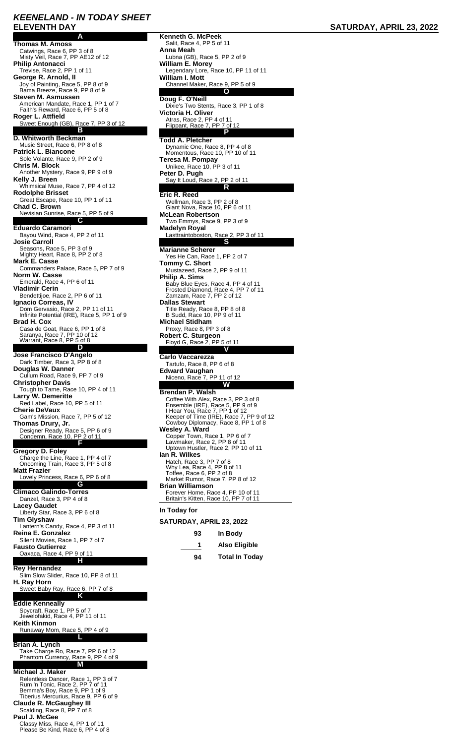# KEENELAND - IN TODAY SHEET

## ELEVENTH DAY

## SATURDAY, APRIL 23, 2022

### A

**Thomas M. Amoss**
Catwings, Race 6, PP 3 of 8
Misty Veil, Race 7, PP AE12 of 12

**Philip Antonacci**
Trevise, Race 2, PP 1 of 11

**George R. Arnold, II**
Joy of Painting, Race 5, PP 8 of 9
Bama Breeze, Race 9, PP 8 of 9

**Steven M. Asmussen**
American Mandate, Race 1, PP 1 of 7
Faith's Reward, Race 6, PP 5 of 8

**Roger L. Attfield**
Sweet Enough (GB), Race 7, PP 3 of 12

### B

**D. Whitworth Beckman**
Music Street, Race 6, PP 8 of 8

**Patrick L. Biancone**
Sole Volante, Race 9, PP 2 of 9

**Chris M. Block**
Another Mystery, Race 9, PP 9 of 9

**Kelly J. Breen**
Whimsical Muse, Race 7, PP 4 of 12

**Rodolphe Brisset**
Great Escape, Race 10, PP 1 of 11

**Chad C. Brown**
Nevisian Sunrise, Race 5, PP 5 of 9

### C

**Eduardo Caramori**
Bayou Wind, Race 4, PP 2 of 11

**Josie Carroll**
Seasons, Race 5, PP 3 of 9
Mighty Heart, Race 8, PP 2 of 8

**Mark E. Casse**
Commanders Palace, Race 5, PP 7 of 9

**Norm W. Casse**
Emerald, Race 4, PP 6 of 11

**Vladimir Cerin**
Bendettijoe, Race 2, PP 6 of 11

**Ignacio Correas, IV**
Dom Gervasio, Race 2, PP 11 of 11
Infinite Potential (IRE), Race 5, PP 1 of 9

**Brad H. Cox**
Casa de Goat, Race 6, PP 1 of 8
Saranya, Race 7, PP 10 of 12
Warrant, Race 8, PP 5 of 8

### D

**Jose Francisco D'Angelo**
Dark Timber, Race 3, PP 8 of 8

**Douglas W. Danner**
Cullum Road, Race 9, PP 7 of 9

**Christopher Davis**
Tough to Tame, Race 10, PP 4 of 11

**Larry W. Demeritte**
Red Label, Race 10, PP 5 of 11

**Cherie DeVaux**
Gam's Mission, Race 7, PP 5 of 12

**Thomas Drury, Jr.**
Designer Ready, Race 5, PP 6 of 9
Condemn, Race 10, PP 2 of 11

### F

**Gregory D. Foley**
Charge the Line, Race 1, PP 4 of 7
Oncoming Train, Race 3, PP 5 of 8

**Matt Frazier**
Lovely Princess, Race 6, PP 6 of 8

### G

**Climaco Galindo-Torres**
Danzel, Race 3, PP 4 of 8

**Lacey Gaudet**
Liberty Star, Race 3, PP 6 of 8

**Tim Glyshaw**
Lantern's Candy, Race 4, PP 3 of 11

**Reina E. Gonzalez**
Silent Movies, Race 1, PP 7 of 7

**Fausto Gutierrez**
Oaxaca, Race 4, PP 9 of 11

### H

**Rey Hernandez**
Slim Slow Slider, Race 10, PP 8 of 11

**H. Ray Horn**
Sweet Baby Ray, Race 6, PP 7 of 8

### K

**Eddie Kenneally**
Spycraft, Race 1, PP 5 of 7
Jewelofakid, Race 4, PP 11 of 11

**Keith Kinmon**
Runaway Mom, Race 5, PP 4 of 9

### L

**Brian A. Lynch**
Take Charge Ro, Race 7, PP 6 of 12
Phantom Currency, Race 9, PP 4 of 9

### M

**Michael J. Maker**
Relentless Dancer, Race 1, PP 3 of 7
Rum 'n Tonic, Race 2, PP 7 of 11
Bemma's Boy, Race 9, PP 1 of 9
Tiberius Mercurius, Race 9, PP 6 of 9

**Claude R. McGaughey III**
Scalding, Race 8, PP 7 of 8

**Paul J. McGee**
Classy Miss, Race 4, PP 1 of 11
Please Be Kind, Race 6, PP 4 of 8

**Kenneth G. McPeek**
Salit, Race 4, PP 5 of 11

**Anna Meah**
Lubna (GB), Race 5, PP 2 of 9

**William E. Morey**
Legendary Lore, Race 10, PP 11 of 11

**William I. Mott**
Channel Maker, Race 9, PP 5 of 9

### O

**Doug F. O'Neill**
Dixie's Two Stents, Race 3, PP 1 of 8

**Victoria H. Oliver**
Atras, Race 2, PP 4 of 11
Flippant, Race 7, PP 7 of 12

### P

**Todd A. Pletcher**
Dynamic One, Race 8, PP 4 of 8
Momentous, Race 10, PP 10 of 11

**Teresa M. Pompay**
Unikee, Race 10, PP 3 of 11

**Peter D. Pugh**
Say It Loud, Race 2, PP 2 of 11

### R

**Eric R. Reed**
Wellman, Race 3, PP 2 of 8
Giant Nova, Race 10, PP 6 of 11

**McLean Robertson**
Two Emmys, Race 9, PP 3 of 9

**Madelyn Royal**
Lasttraintoboston, Race 2, PP 3 of 11

### S

**Marianne Scherer**
Yes He Can, Race 1, PP 2 of 7

**Tommy C. Short**
Mustazeed, Race 2, PP 9 of 11

**Philip A. Sims**
Baby Blue Eyes, Race 4, PP 4 of 11
Frosted Diamond, Race 4, PP 7 of 11
Zamzam, Race 7, PP 2 of 12

**Dallas Stewart**
Title Ready, Race 8, PP 8 of 8
B Sudd, Race 10, PP 9 of 11

**Michael Stidham**
Proxy, Race 8, PP 3 of 8

**Robert C. Sturgeon**
Floyd G, Race 2, PP 5 of 11

### V

**Carlo Vaccarezza**
Tartufo, Race 8, PP 6 of 8

**Edward Vaughan**
Niceno, Race 7, PP 11 of 12

### W

**Brendan P. Walsh**
Coffee With Alex, Race 3, PP 3 of 8
Ensemble (IRE), Race 5, PP 9 of 9
I Hear You, Race 7, PP 1 of 12
Keeper of Time (IRE), Race 7, PP 9 of 12
Cowboy Diplomacy, Race 8, PP 1 of 8

**Wesley A. Ward**
Copper Town, Race 1, PP 6 of 7
Lawmaker, Race 2, PP 8 of 11
Uptown Hustler, Race 2, PP 10 of 11

**Ian R. Wilkes**
Hatch, Race 3, PP 7 of 8
Why Lea, Race 4, PP 8 of 11
Toffee, Race 6, PP 2 of 8
Market Rumor, Race 7, PP 8 of 12

**Brian Williamson**
Forever Home, Race 4, PP 10 of 11
Britain's Kitten, Race 10, PP 7 of 11

**In Today for**

**SATURDAY, APRIL 23, 2022**

| | |
|---|---|
| 93 | In Body |
| 1 | Also Eligible |
| 94 | Total In Today |